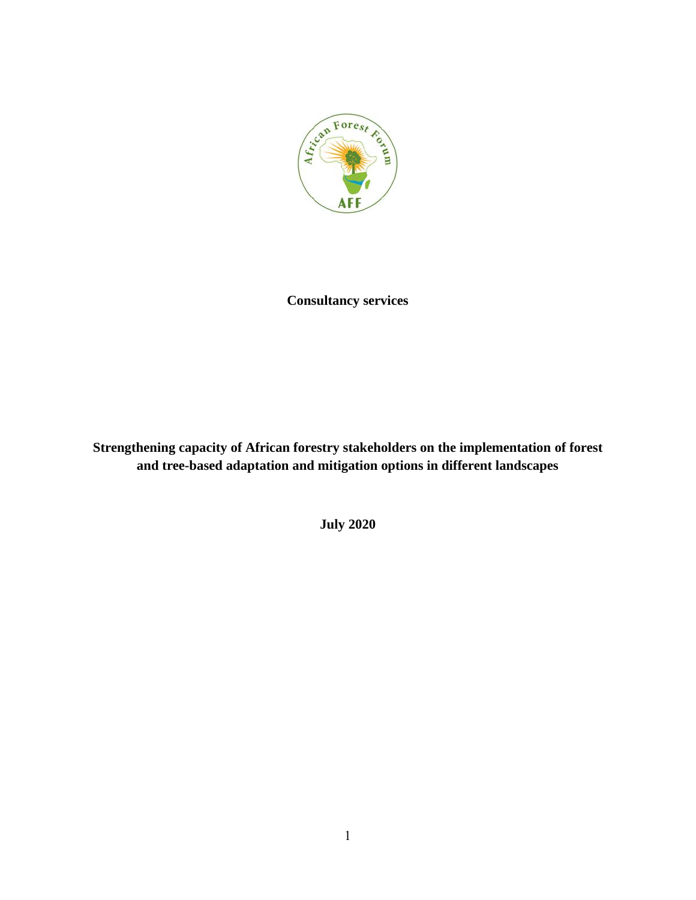**Consultancy services**

**Strengthening capacity of African forestry stakeholders on the implementation of forest and tree-based adaptation and mitigation options in different landscapes**

**July 2020**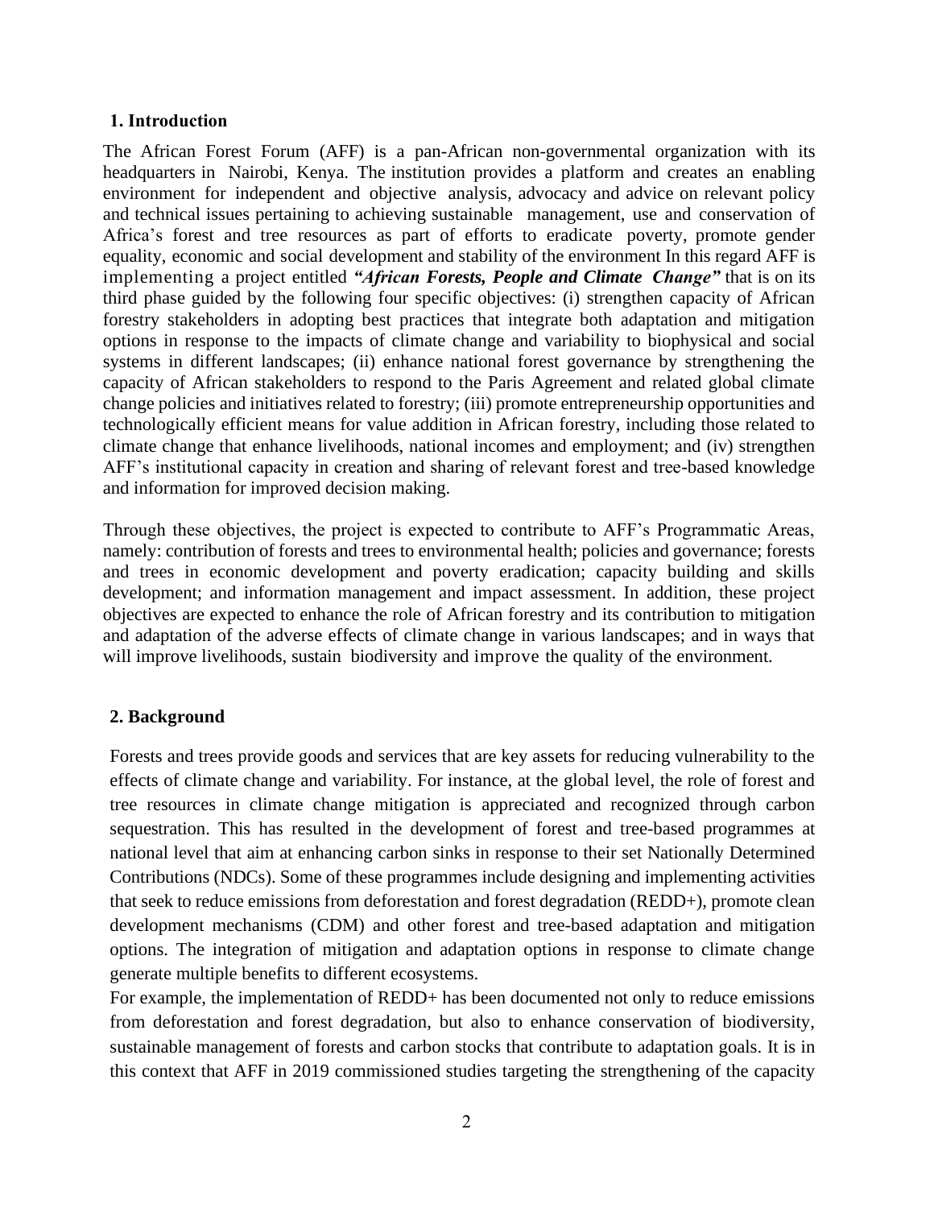## 1. Introduction

The African Forest Forum (AFF) is a pan-African non-governmental organization with its headquarters in Nairobi, Kenya. The institution provides a platform and creates an enabling environment for independent and objective analysis, advocacy and advice on relevant policy and technical issues pertaining to achieving sustainable management, use and conservation of Africa's forest and tree resources as part of efforts to eradicate poverty, promote gender equality, economic and social development and stability of the environment In this regard AFF is implementing a project entitled ***"African Forests, People and Climate Change"*** that is on its third phase guided by the following four specific objectives: (i) strengthen capacity of African forestry stakeholders in adopting best practices that integrate both adaptation and mitigation options in response to the impacts of climate change and variability to biophysical and social systems in different landscapes; (ii) enhance national forest governance by strengthening the capacity of African stakeholders to respond to the Paris Agreement and related global climate change policies and initiatives related to forestry; (iii) promote entrepreneurship opportunities and technologically efficient means for value addition in African forestry, including those related to climate change that enhance livelihoods, national incomes and employment; and (iv) strengthen AFF's institutional capacity in creation and sharing of relevant forest and tree-based knowledge and information for improved decision making.

Through these objectives, the project is expected to contribute to AFF's Programmatic Areas, namely: contribution of forests and trees to environmental health; policies and governance; forests and trees in economic development and poverty eradication; capacity building and skills development; and information management and impact assessment. In addition, these project objectives are expected to enhance the role of African forestry and its contribution to mitigation and adaptation of the adverse effects of climate change in various landscapes; and in ways that will improve livelihoods, sustain biodiversity and improve the quality of the environment.

## 2. Background

Forests and trees provide goods and services that are key assets for reducing vulnerability to the effects of climate change and variability. For instance, at the global level, the role of forest and tree resources in climate change mitigation is appreciated and recognized through carbon sequestration. This has resulted in the development of forest and tree-based programmes at national level that aim at enhancing carbon sinks in response to their set Nationally Determined Contributions (NDCs). Some of these programmes include designing and implementing activities that seek to reduce emissions from deforestation and forest degradation (REDD+), promote clean development mechanisms (CDM) and other forest and tree-based adaptation and mitigation options. The integration of mitigation and adaptation options in response to climate change generate multiple benefits to different ecosystems.

For example, the implementation of REDD+ has been documented not only to reduce emissions from deforestation and forest degradation, but also to enhance conservation of biodiversity, sustainable management of forests and carbon stocks that contribute to adaptation goals. It is in this context that AFF in 2019 commissioned studies targeting the strengthening of the capacity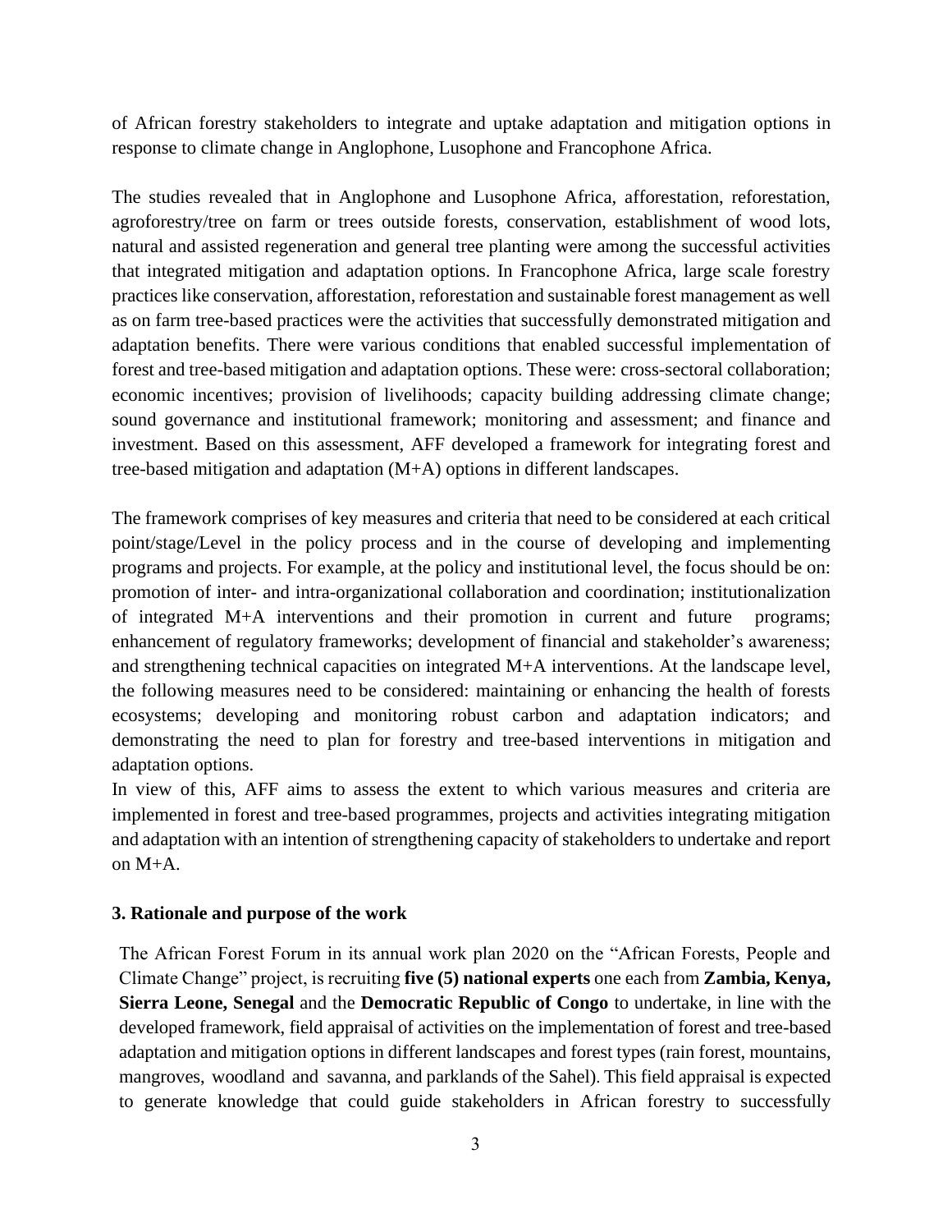of African forestry stakeholders to integrate and uptake adaptation and mitigation options in response to climate change in Anglophone, Lusophone and Francophone Africa.

The studies revealed that in Anglophone and Lusophone Africa, afforestation, reforestation, agroforestry/tree on farm or trees outside forests, conservation, establishment of wood lots, natural and assisted regeneration and general tree planting were among the successful activities that integrated mitigation and adaptation options. In Francophone Africa, large scale forestry practices like conservation, afforestation, reforestation and sustainable forest management as well as on farm tree-based practices were the activities that successfully demonstrated mitigation and adaptation benefits. There were various conditions that enabled successful implementation of forest and tree-based mitigation and adaptation options. These were: cross-sectoral collaboration; economic incentives; provision of livelihoods; capacity building addressing climate change; sound governance and institutional framework; monitoring and assessment; and finance and investment. Based on this assessment, AFF developed a framework for integrating forest and tree-based mitigation and adaptation (M+A) options in different landscapes.

The framework comprises of key measures and criteria that need to be considered at each critical point/stage/Level in the policy process and in the course of developing and implementing programs and projects. For example, at the policy and institutional level, the focus should be on: promotion of inter- and intra-organizational collaboration and coordination; institutionalization of integrated M+A interventions and their promotion in current and future programs; enhancement of regulatory frameworks; development of financial and stakeholder's awareness; and strengthening technical capacities on integrated M+A interventions. At the landscape level, the following measures need to be considered: maintaining or enhancing the health of forests ecosystems; developing and monitoring robust carbon and adaptation indicators; and demonstrating the need to plan for forestry and tree-based interventions in mitigation and adaptation options.

In view of this, AFF aims to assess the extent to which various measures and criteria are implemented in forest and tree-based programmes, projects and activities integrating mitigation and adaptation with an intention of strengthening capacity of stakeholders to undertake and report on M+A.

### 3. Rationale and purpose of the work

The African Forest Forum in its annual work plan 2020 on the "African Forests, People and Climate Change" project, is recruiting **five (5) national experts** one each from **Zambia, Kenya, Sierra Leone, Senegal** and the **Democratic Republic of Congo** to undertake, in line with the developed framework, field appraisal of activities on the implementation of forest and tree-based adaptation and mitigation options in different landscapes and forest types (rain forest, mountains, mangroves, woodland and savanna, and parklands of the Sahel). This field appraisal is expected to generate knowledge that could guide stakeholders in African forestry to successfully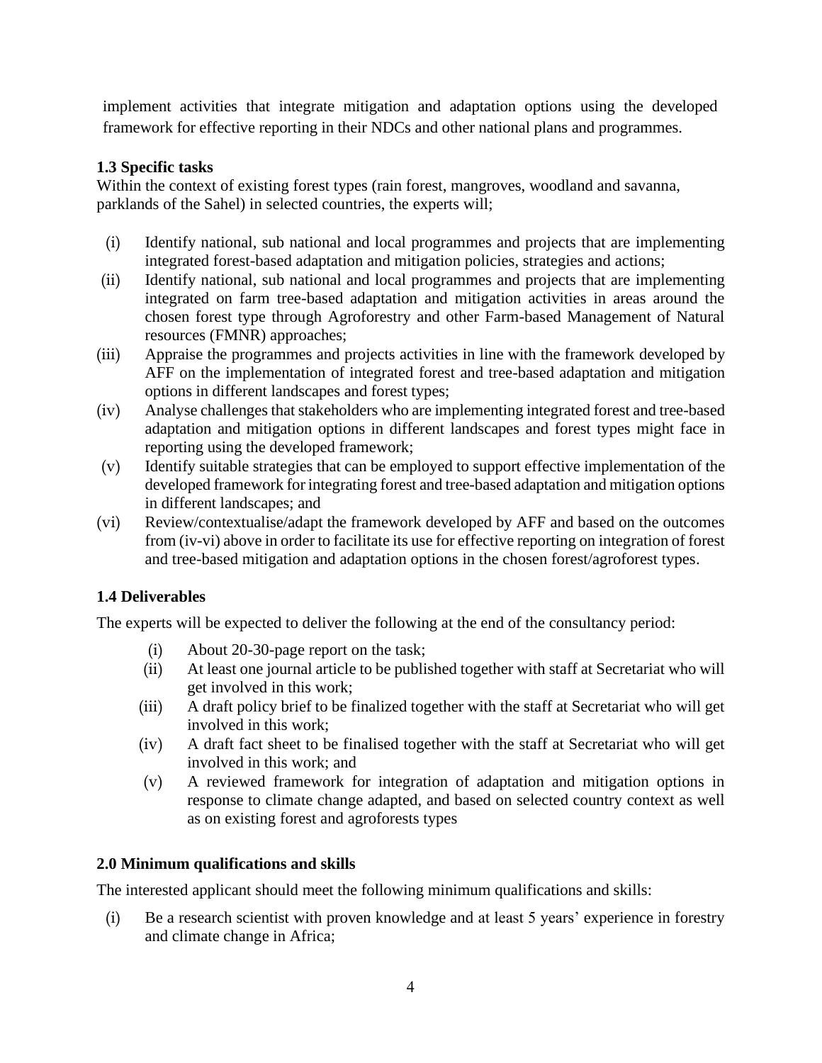implement activities that integrate mitigation and adaptation options using the developed framework for effective reporting in their NDCs and other national plans and programmes.

### 1.3 Specific tasks

Within the context of existing forest types (rain forest, mangroves, woodland and savanna, parklands of the Sahel) in selected countries, the experts will;

(i) Identify national, sub national and local programmes and projects that are implementing integrated forest-based adaptation and mitigation policies, strategies and actions;

(ii) Identify national, sub national and local programmes and projects that are implementing integrated on farm tree-based adaptation and mitigation activities in areas around the chosen forest type through Agroforestry and other Farm-based Management of Natural resources (FMNR) approaches;

(iii) Appraise the programmes and projects activities in line with the framework developed by AFF on the implementation of integrated forest and tree-based adaptation and mitigation options in different landscapes and forest types;

(iv) Analyse challenges that stakeholders who are implementing integrated forest and tree-based adaptation and mitigation options in different landscapes and forest types might face in reporting using the developed framework;

(v) Identify suitable strategies that can be employed to support effective implementation of the developed framework for integrating forest and tree-based adaptation and mitigation options in different landscapes; and

(vi) Review/contextualise/adapt the framework developed by AFF and based on the outcomes from (iv-vi) above in order to facilitate its use for effective reporting on integration of forest and tree-based mitigation and adaptation options in the chosen forest/agroforest types.

### 1.4 Deliverables

The experts will be expected to deliver the following at the end of the consultancy period:

(i) About 20-30-page report on the task;

(ii) At least one journal article to be published together with staff at Secretariat who will get involved in this work;

(iii) A draft policy brief to be finalized together with the staff at Secretariat who will get involved in this work;

(iv) A draft fact sheet to be finalised together with the staff at Secretariat who will get involved in this work; and

(v) A reviewed framework for integration of adaptation and mitigation options in response to climate change adapted, and based on selected country context as well as on existing forest and agroforests types

## 2.0 Minimum qualifications and skills

The interested applicant should meet the following minimum qualifications and skills:

(i) Be a research scientist with proven knowledge and at least 5 years' experience in forestry and climate change in Africa;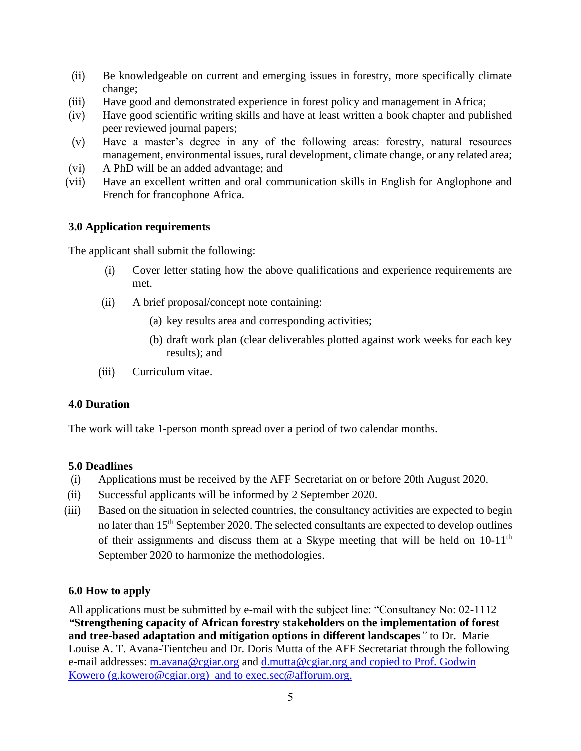(ii) Be knowledgeable on current and emerging issues in forestry, more specifically climate change;
(iii) Have good and demonstrated experience in forest policy and management in Africa;
(iv) Have good scientific writing skills and have at least written a book chapter and published peer reviewed journal papers;
(v) Have a master's degree in any of the following areas: forestry, natural resources management, environmental issues, rural development, climate change, or any related area;
(vi) A PhD will be an added advantage; and
(vii) Have an excellent written and oral communication skills in English for Anglophone and French for francophone Africa.

### 3.0 Application requirements

The applicant shall submit the following:

(i) Cover letter stating how the above qualifications and experience requirements are met.

(ii) A brief proposal/concept note containing:

(a) key results area and corresponding activities;

(b) draft work plan (clear deliverables plotted against work weeks for each key results); and

(iii) Curriculum vitae.

### 4.0 Duration

The work will take 1-person month spread over a period of two calendar months.

### 5.0 Deadlines

(i) Applications must be received by the AFF Secretariat on or before 20th August 2020.
(ii) Successful applicants will be informed by 2 September 2020.
(iii) Based on the situation in selected countries, the consultancy activities are expected to begin no later than 15th September 2020. The selected consultants are expected to develop outlines of their assignments and discuss them at a Skype meeting that will be held on 10-11th September 2020 to harmonize the methodologies.

### 6.0 How to apply

All applications must be submitted by e-mail with the subject line: "Consultancy No: 02-1112 ***"Strengthening capacity of African forestry stakeholders on the implementation of forest and tree-based adaptation and mitigation options in different landscapes"*** to Dr. Marie Louise A. T. Avana-Tientcheu and Dr. Doris Mutta of the AFF Secretariat through the following e-mail addresses: m.avana@cgiar.org and d.mutta@cgiar.org and copied to Prof. Godwin Kowero (g.kowero@cgiar.org) and to exec.sec@afforum.org.